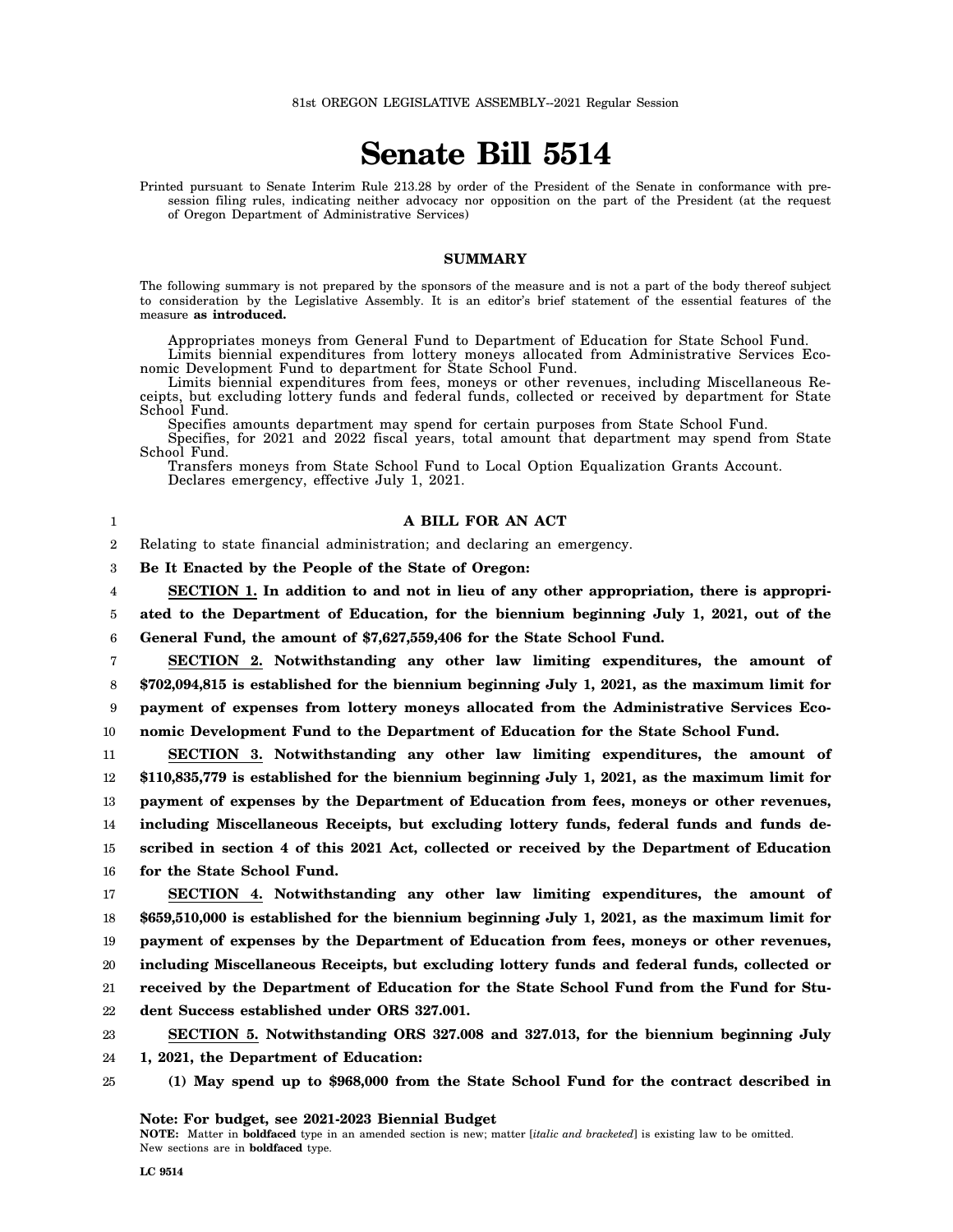81st OREGON LEGISLATIVE ASSEMBLY--2021 Regular Session

# Senate Bill 5514

Printed pursuant to Senate Interim Rule 213.28 by order of the President of the Senate in conformance with presession filing rules, indicating neither advocacy nor opposition on the part of the President (at the request of Oregon Department of Administrative Services)

## SUMMARY

The following summary is not prepared by the sponsors of the measure and is not a part of the body thereof subject to consideration by the Legislative Assembly. It is an editor's brief statement of the essential features of the measure **as introduced.**

Appropriates moneys from General Fund to Department of Education for State School Fund.

Limits biennial expenditures from lottery moneys allocated from Administrative Services Economic Development Fund to department for State School Fund.

Limits biennial expenditures from fees, moneys or other revenues, including Miscellaneous Receipts, but excluding lottery funds and federal funds, collected or received by department for State School Fund.

Specifies amounts department may spend for certain purposes from State School Fund.

Specifies, for 2021 and 2022 fiscal years, total amount that department may spend from State School Fund.

Transfers moneys from State School Fund to Local Option Equalization Grants Account.

Declares emergency, effective July 1, 2021.

**A BILL FOR AN ACT**

Relating to state financial administration; and declaring an emergency.

**Be It Enacted by the People of the State of Oregon:**

**SECTION 1. In addition to and not in lieu of any other appropriation, there is appropriated to the Department of Education, for the biennium beginning July 1, 2021, out of the General Fund, the amount of $7,627,559,406 for the State School Fund.**

**SECTION 2. Notwithstanding any other law limiting expenditures, the amount of $702,094,815 is established for the biennium beginning July 1, 2021, as the maximum limit for payment of expenses from lottery moneys allocated from the Administrative Services Economic Development Fund to the Department of Education for the State School Fund.**

**SECTION 3. Notwithstanding any other law limiting expenditures, the amount of $110,835,779 is established for the biennium beginning July 1, 2021, as the maximum limit for payment of expenses by the Department of Education from fees, moneys or other revenues, including Miscellaneous Receipts, but excluding lottery funds, federal funds and funds described in section 4 of this 2021 Act, collected or received by the Department of Education for the State School Fund.**

**SECTION 4. Notwithstanding any other law limiting expenditures, the amount of $659,510,000 is established for the biennium beginning July 1, 2021, as the maximum limit for payment of expenses by the Department of Education from fees, moneys or other revenues, including Miscellaneous Receipts, but excluding lottery funds and federal funds, collected or received by the Department of Education for the State School Fund from the Fund for Student Success established under ORS 327.001.**

**SECTION 5. Notwithstanding ORS 327.008 and 327.013, for the biennium beginning July 1, 2021, the Department of Education:**

**(1) May spend up to $968,000 from the State School Fund for the contract described in**

**Note: For budget, see 2021-2023 Biennial Budget**

**NOTE:** Matter in **boldfaced** type in an amended section is new; matter [*italic and bracketed*] is existing law to be omitted. New sections are in **boldfaced** type.

**LC 9514**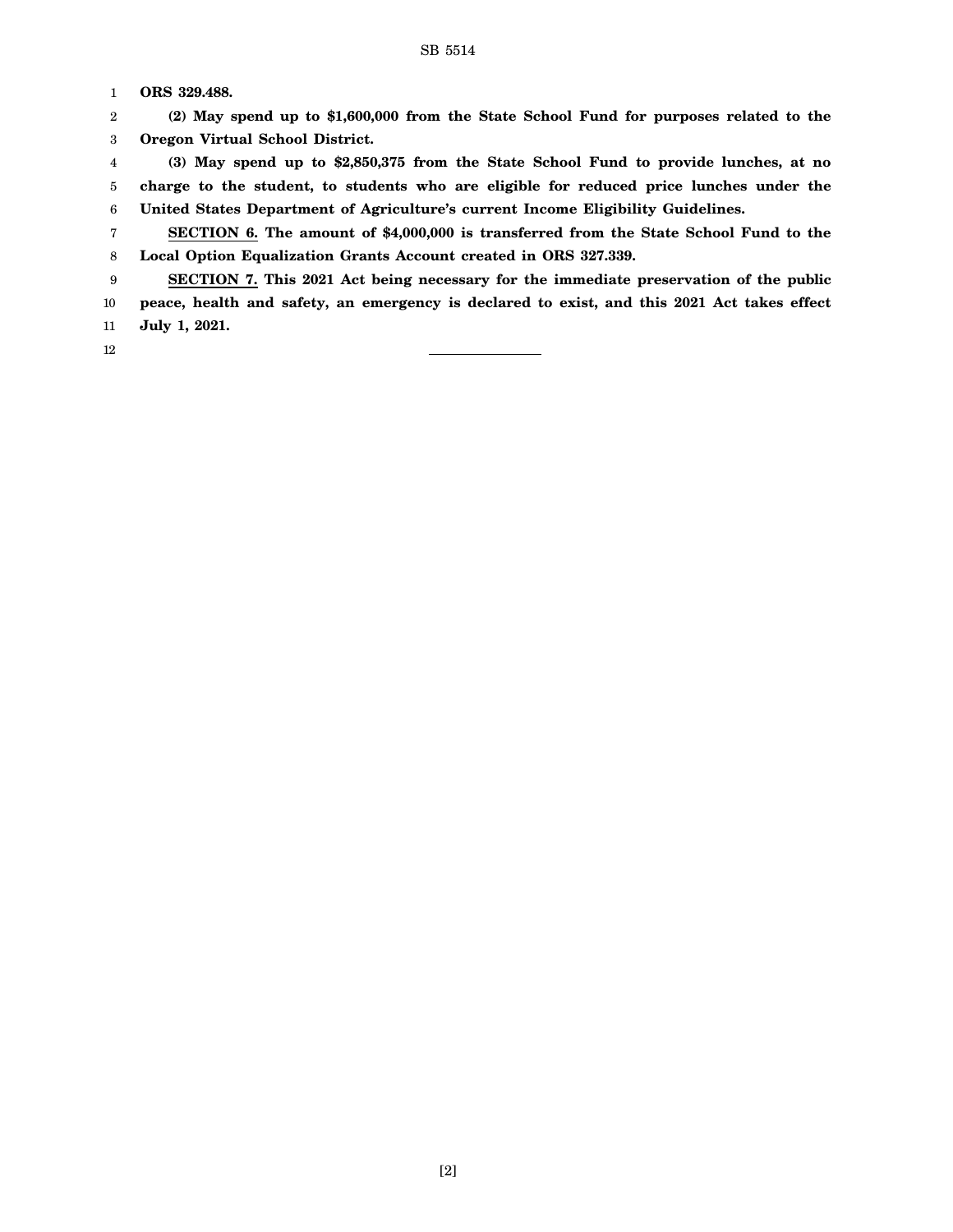**ORS 329.488.**

**(2) May spend up to $1,600,000 from the State School Fund for purposes related to the Oregon Virtual School District.**

**(3) May spend up to $2,850,375 from the State School Fund to provide lunches, at no charge to the student, to students who are eligible for reduced price lunches under the United States Department of Agriculture's current Income Eligibility Guidelines.**

**SECTION 6. The amount of $4,000,000 is transferred from the State School Fund to the Local Option Equalization Grants Account created in ORS 327.339.**

**SECTION 7. This 2021 Act being necessary for the immediate preservation of the public peace, health and safety, an emergency is declared to exist, and this 2021 Act takes effect July 1, 2021.**